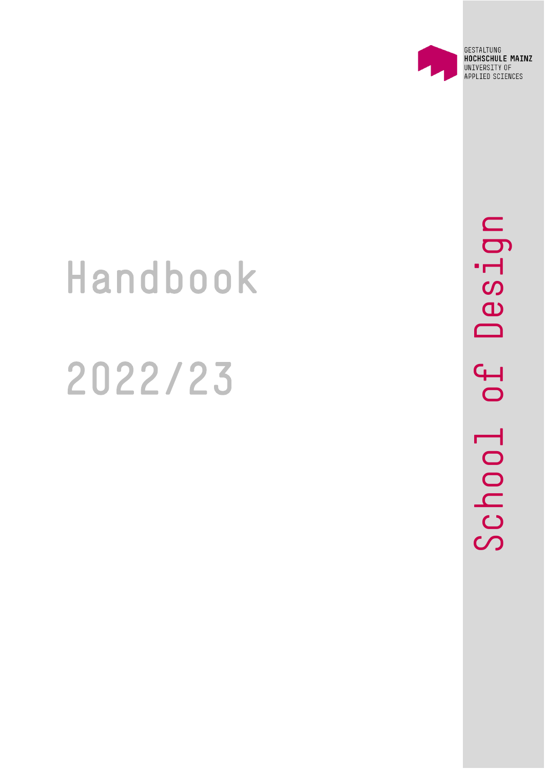GESTALTUNG
**HOCHSCHULE MAINZ**
UNIVERSITY OF
APPLIED SCIENCES

# Handbook

# 2022/23

School of Design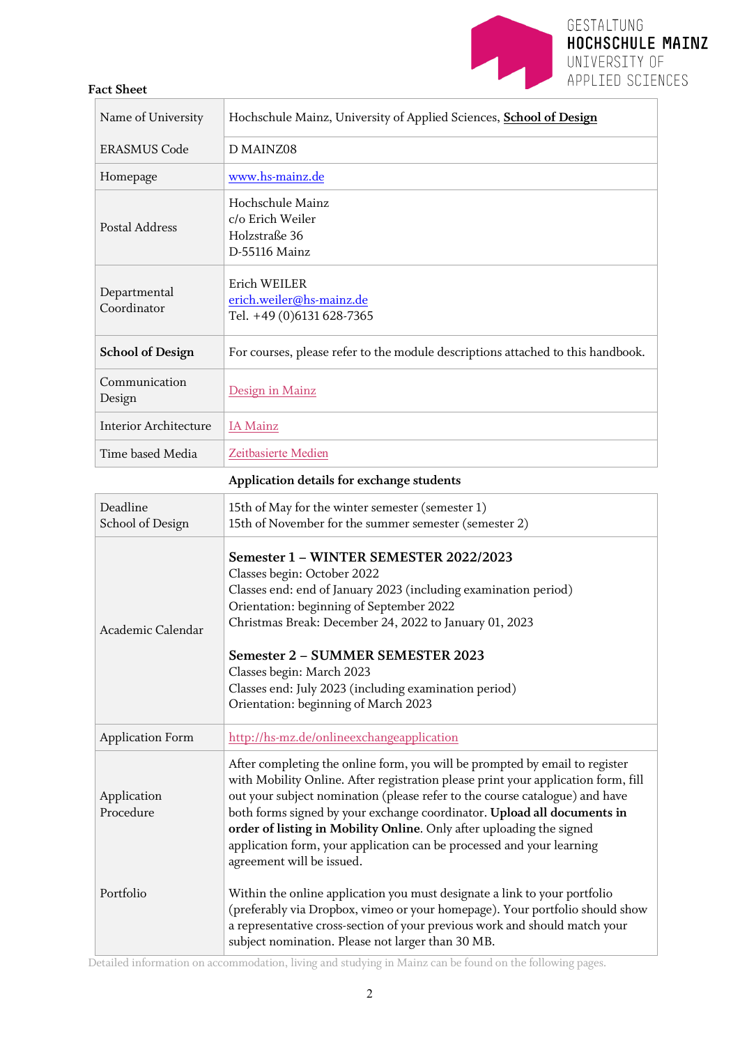**Fact Sheet**

| | |
|---|---|
| Name of University | Hochschule Mainz, University of Applied Sciences, **School of Design** |
| ERASMUS Code | D MAINZ08 |
| Homepage | www.hs-mainz.de |
| Postal Address | Hochschule Mainz<br>c/o Erich Weiler<br>Holzstraße 36<br>D-55116 Mainz |
| Departmental Coordinator | Erich WEILER<br>erich.weiler@hs-mainz.de<br>Tel. +49 (0)6131 628-7365 |
| **School of Design** | For courses, please refer to the module descriptions attached to this handbook. |
| Communication Design | Design in Mainz |
| Interior Architecture | IA Mainz |
| Time based Media | Zeitbasierte Medien |

**Application details for exchange students**

| | |
|---|---|
| Deadline School of Design | 15th of May for the winter semester (semester 1)<br>15th of November for the summer semester (semester 2) |
| Academic Calendar | **Semester 1 – WINTER SEMESTER 2022/2023**<br>Classes begin: October 2022<br>Classes end: end of January 2023 (including examination period)<br>Orientation: beginning of September 2022<br>Christmas Break: December 24, 2022 to January 01, 2023<br><br>**Semester 2 – SUMMER SEMESTER 2023**<br>Classes begin: March 2023<br>Classes end: July 2023 (including examination period)<br>Orientation: beginning of March 2023 |
| Application Form | http://hs-mz.de/onlineexchangeapplication |
| Application Procedure | After completing the online form, you will be prompted by email to register with Mobility Online. After registration please print your application form, fill out your subject nomination (please refer to the course catalogue) and have both forms signed by your exchange coordinator. **Upload all documents in order of listing in Mobility Online**. Only after uploading the signed application form, your application can be processed and your learning agreement will be issued. |
| Portfolio | Within the online application you must designate a link to your portfolio (preferably via Dropbox, vimeo or your homepage). Your portfolio should show a representative cross-section of your previous work and should match your subject nomination. Please not larger than 30 MB. |

Detailed information on accommodation, living and studying in Mainz can be found on the following pages.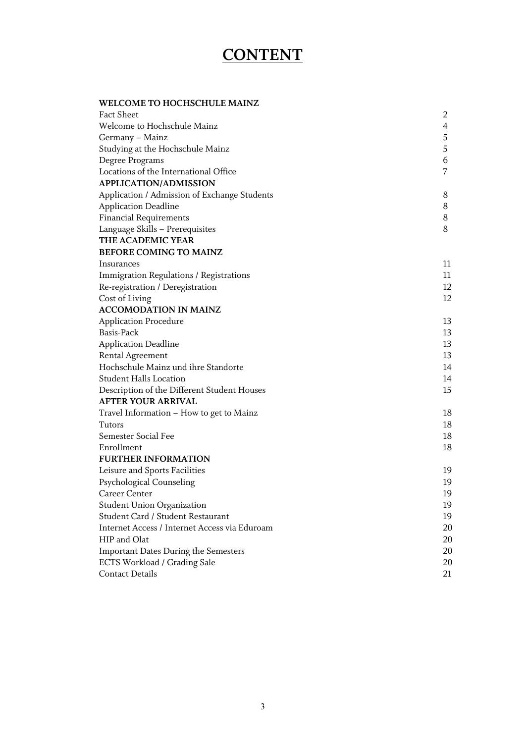# CONTENT

| | |
|---|---|
| **WELCOME TO HOCHSCHULE MAINZ** | |
| Fact Sheet | 2 |
| Welcome to Hochschule Mainz | 4 |
| Germany – Mainz | 5 |
| Studying at the Hochschule Mainz | 5 |
| Degree Programs | 6 |
| Locations of the International Office | 7 |
| **APPLICATION/ADMISSION** | |
| Application / Admission of Exchange Students | 8 |
| Application Deadline | 8 |
| Financial Requirements | 8 |
| Language Skills – Prerequisites | 8 |
| **THE ACADEMIC YEAR** | |
| **BEFORE COMING TO MAINZ** | |
| Insurances | 11 |
| Immigration Regulations / Registrations | 11 |
| Re-registration / Deregistration | 12 |
| Cost of Living | 12 |
| **ACCOMODATION IN MAINZ** | |
| Application Procedure | 13 |
| Basis-Pack | 13 |
| Application Deadline | 13 |
| Rental Agreement | 13 |
| Hochschule Mainz und ihre Standorte | 14 |
| Student Halls Location | 14 |
| Description of the Different Student Houses | 15 |
| **AFTER YOUR ARRIVAL** | |
| Travel Information – How to get to Mainz | 18 |
| Tutors | 18 |
| Semester Social Fee | 18 |
| Enrollment | 18 |
| **FURTHER INFORMATION** | |
| Leisure and Sports Facilities | 19 |
| Psychological Counseling | 19 |
| Career Center | 19 |
| Student Union Organization | 19 |
| Student Card / Student Restaurant | 19 |
| Internet Access / Internet Access via Eduroam | 20 |
| HIP and Olat | 20 |
| Important Dates During the Semesters | 20 |
| ECTS Workload / Grading Sale | 20 |
| Contact Details | 21 |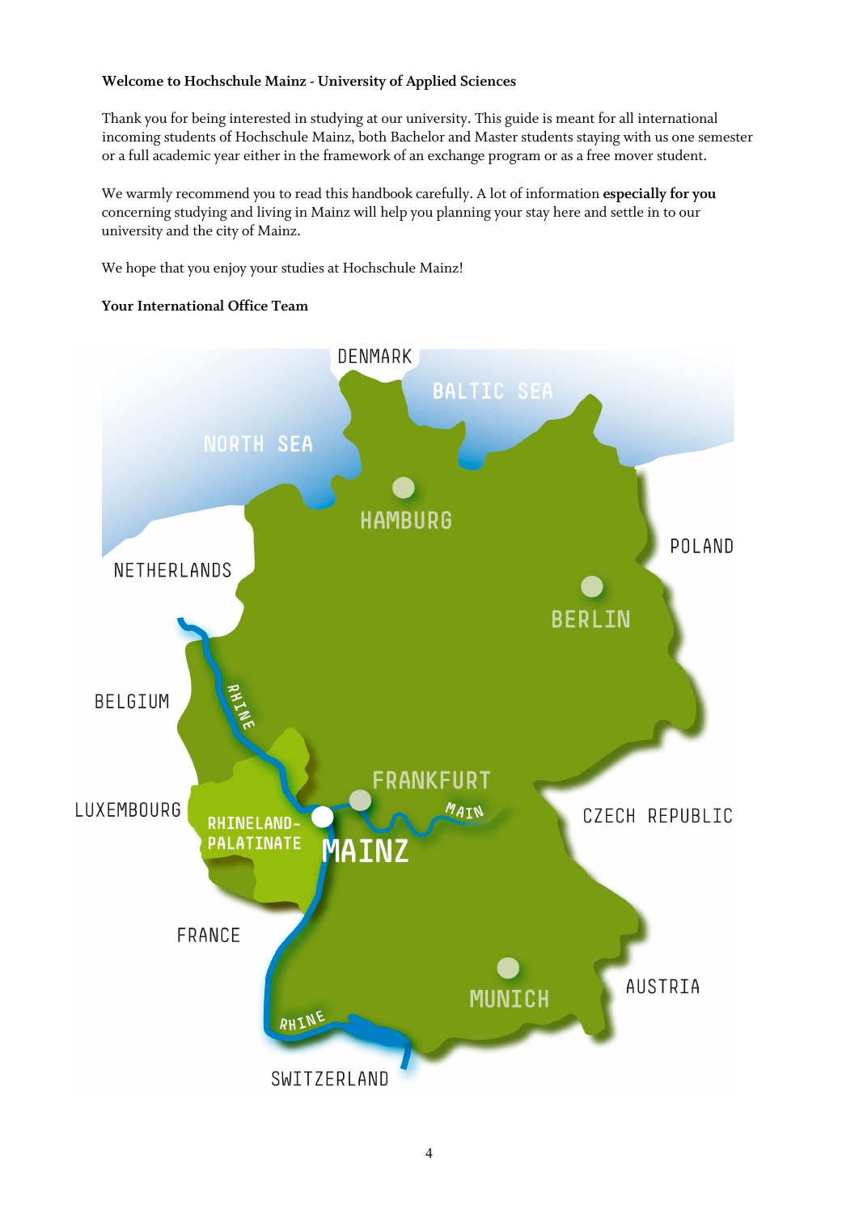**Welcome to Hochschule Mainz - University of Applied Sciences**

Thank you for being interested in studying at our university. This guide is meant for all international incoming students of Hochschule Mainz, both Bachelor and Master students staying with us one semester or a full academic year either in the framework of an exchange program or as a free mover student.

We warmly recommend you to read this handbook carefully. A lot of information **especially for you** concerning studying and living in Mainz will help you planning your stay here and settle in to our university and the city of Mainz.

We hope that you enjoy your studies at Hochschule Mainz!

**Your International Office Team**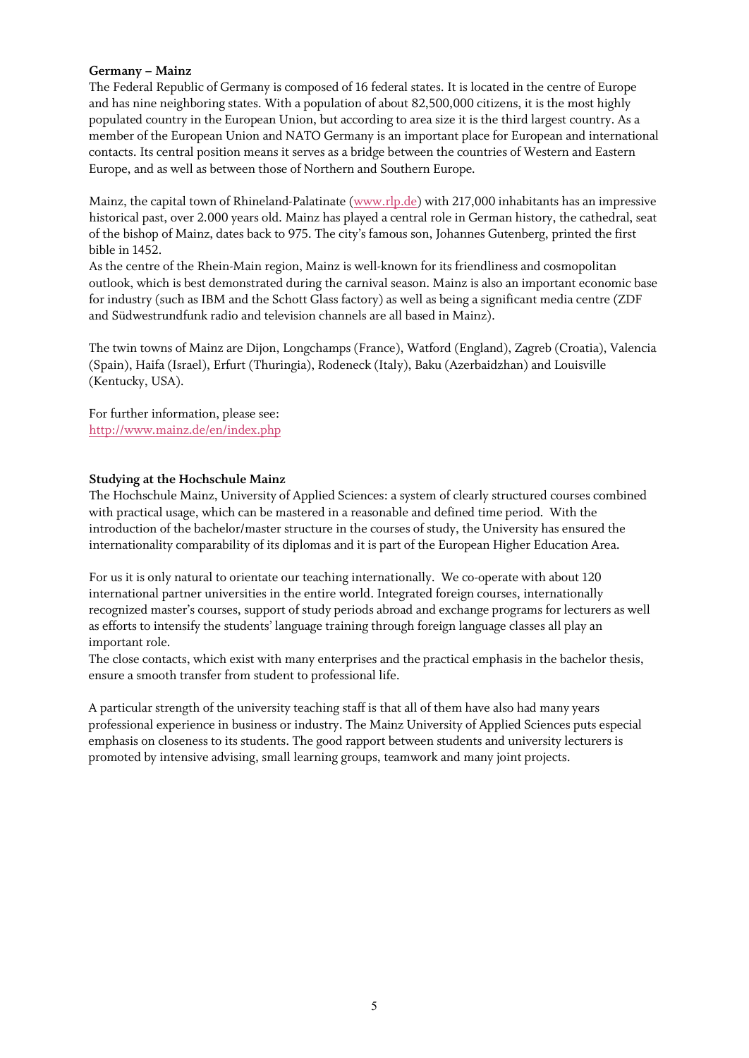**Germany – Mainz**

The Federal Republic of Germany is composed of 16 federal states. It is located in the centre of Europe and has nine neighboring states. With a population of about 82,500,000 citizens, it is the most highly populated country in the European Union, but according to area size it is the third largest country. As a member of the European Union and NATO Germany is an important place for European and international contacts. Its central position means it serves as a bridge between the countries of Western and Eastern Europe, and as well as between those of Northern and Southern Europe.

Mainz, the capital town of Rhineland-Palatinate ([www.rlp.de](www.rlp.de)) with 217,000 inhabitants has an impressive historical past, over 2.000 years old. Mainz has played a central role in German history, the cathedral, seat of the bishop of Mainz, dates back to 975. The city's famous son, Johannes Gutenberg, printed the first bible in 1452.

As the centre of the Rhein-Main region, Mainz is well-known for its friendliness and cosmopolitan outlook, which is best demonstrated during the carnival season. Mainz is also an important economic base for industry (such as IBM and the Schott Glass factory) as well as being a significant media centre (ZDF and Südwestrundfunk radio and television channels are all based in Mainz).

The twin towns of Mainz are Dijon, Longchamps (France), Watford (England), Zagreb (Croatia), Valencia (Spain), Haifa (Israel), Erfurt (Thuringia), Rodeneck (Italy), Baku (Azerbaidzhan) and Louisville (Kentucky, USA).

For further information, please see:
[http://www.mainz.de/en/index.php](http://www.mainz.de/en/index.php)

**Studying at the Hochschule Mainz**

The Hochschule Mainz, University of Applied Sciences: a system of clearly structured courses combined with practical usage, which can be mastered in a reasonable and defined time period. With the introduction of the bachelor/master structure in the courses of study, the University has ensured the internationality comparability of its diplomas and it is part of the European Higher Education Area.

For us it is only natural to orientate our teaching internationally. We co-operate with about 120 international partner universities in the entire world. Integrated foreign courses, internationally recognized master's courses, support of study periods abroad and exchange programs for lecturers as well as efforts to intensify the students' language training through foreign language classes all play an important role.

The close contacts, which exist with many enterprises and the practical emphasis in the bachelor thesis, ensure a smooth transfer from student to professional life.

A particular strength of the university teaching staff is that all of them have also had many years professional experience in business or industry. The Mainz University of Applied Sciences puts especial emphasis on closeness to its students. The good rapport between students and university lecturers is promoted by intensive advising, small learning groups, teamwork and many joint projects.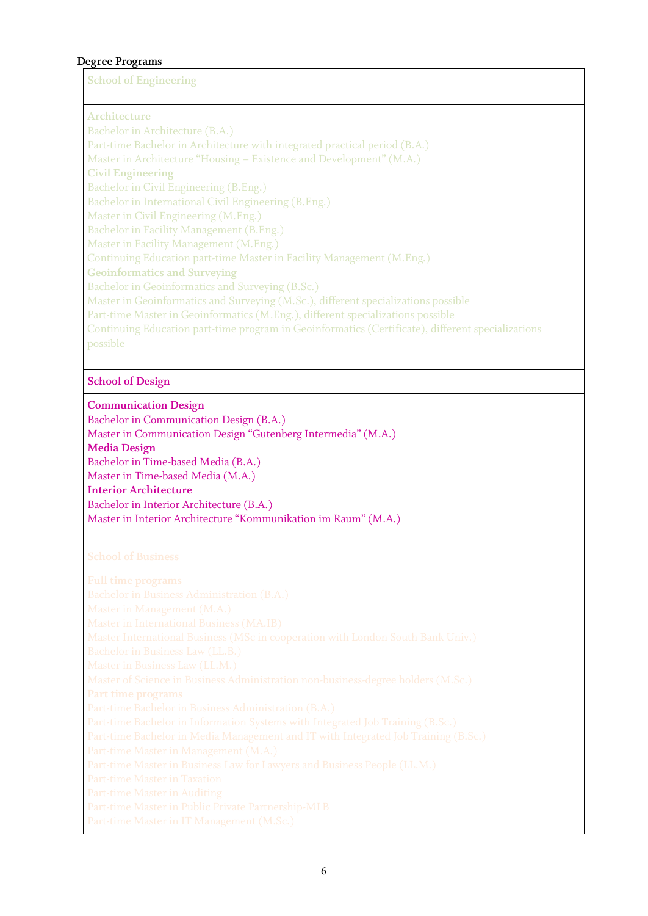**Degree Programs**

**School of Engineering**

**Architecture**
Bachelor in Architecture (B.A.)
Part-time Bachelor in Architecture with integrated practical period (B.A.)
Master in Architecture "Housing – Existence and Development" (M.A.)
**Civil Engineering**
Bachelor in Civil Engineering (B.Eng.)
Bachelor in International Civil Engineering (B.Eng.)
Master in Civil Engineering (M.Eng.)
Bachelor in Facility Management (B.Eng.)
Master in Facility Management (M.Eng.)
Continuing Education part-time Master in Facility Management (M.Eng.)
**Geoinformatics and Surveying**
Bachelor in Geoinformatics and Surveying (B.Sc.)
Master in Geoinformatics and Surveying (M.Sc.), different specializations possible
Part-time Master in Geoinformatics (M.Eng.), different specializations possible
Continuing Education part-time program in Geoinformatics (Certificate), different specializations possible

**School of Design**

**Communication Design**
Bachelor in Communication Design (B.A.)
Master in Communication Design "Gutenberg Intermedia" (M.A.)
**Media Design**
Bachelor in Time-based Media (B.A.)
Master in Time-based Media (M.A.)
**Interior Architecture**
Bachelor in Interior Architecture (B.A.)
Master in Interior Architecture "Kommunikation im Raum" (M.A.)

**School of Business**

**Full time programs**
Bachelor in Business Administration (B.A.)
Master in Management (M.A.)
Master in International Business (MA.IB)
Master International Business (MSc in cooperation with London South Bank Univ.)
Bachelor in Business Law (LL.B.)
Master in Business Law (LL.M.)
Master of Science in Business Administration non-business-degree holders (M.Sc.)
**Part time programs**
Part-time Bachelor in Business Administration (B.A.)
Part-time Bachelor in Information Systems with Integrated Job Training (B.Sc.)
Part-time Bachelor in Media Management and IT with Integrated Job Training (B.Sc.)
Part-time Master in Management (M.A.)
Part-time Master in Business Law for Lawyers and Business People (LL.M.)
Part-time Master in Taxation
Part-time Master in Auditing
Part-time Master in Public Private Partnership-MLB
Part-time Master in IT Management (M.Sc.)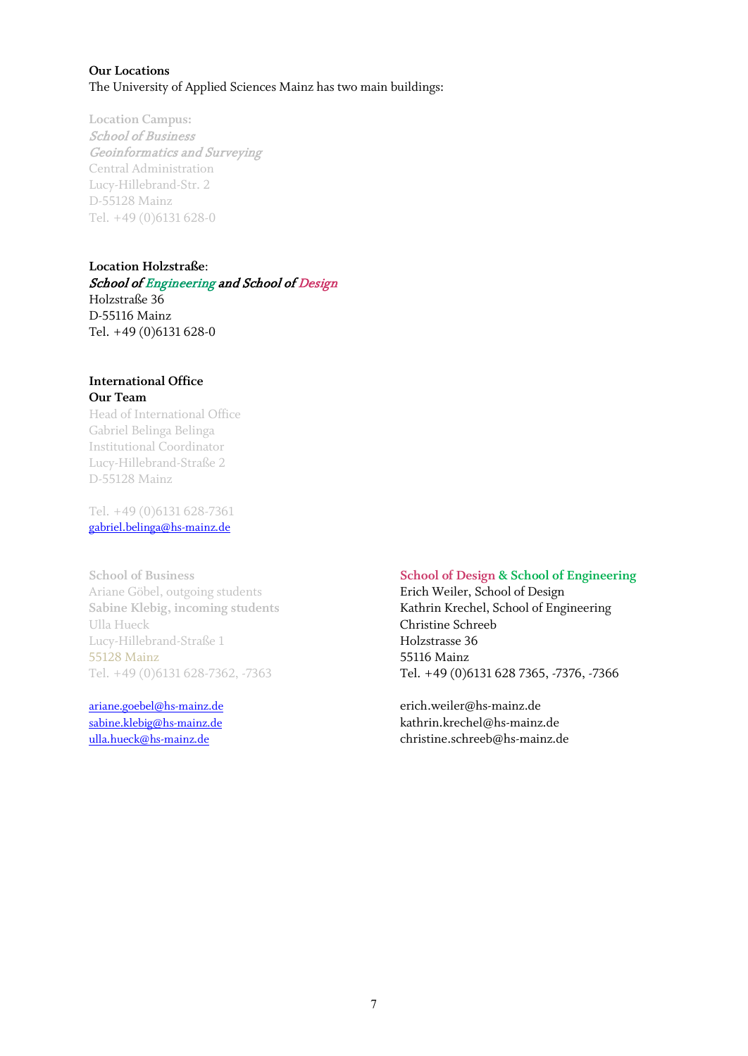**Our Locations**
The University of Applied Sciences Mainz has two main buildings:

**Location Campus:**
***School of Business***
***Geoinformatics and Surveying***
Central Administration
Lucy-Hillebrand-Str. 2
D-55128 Mainz
Tel. +49 (0)6131 628-0

**Location Holzstraße:**
***School of Engineering and School of Design***
Holzstraße 36
D-55116 Mainz
Tel. +49 (0)6131 628-0

**International Office**
**Our Team**
Head of International Office
Gabriel Belinga Belinga
Institutional Coordinator
Lucy-Hillebrand-Straße 2
D-55128 Mainz

Tel. +49 (0)6131 628-7361
gabriel.belinga@hs-mainz.de

**School of Business**
Ariane Göbel, outgoing students
**Sabine Klebig, incoming students**
Ulla Hueck
Lucy-Hillebrand-Straße 1
55128 Mainz
Tel. +49 (0)6131 628-7362, -7363

ariane.goebel@hs-mainz.de
sabine.klebig@hs-mainz.de
ulla.hueck@hs-mainz.de

**School of Design & School of Engineering**
Erich Weiler, School of Design
Kathrin Krechel, School of Engineering
Christine Schreeb
Holzstrasse 36
55116 Mainz
Tel. +49 (0)6131 628 7365, -7376, -7366

erich.weiler@hs-mainz.de
kathrin.krechel@hs-mainz.de
christine.schreeb@hs-mainz.de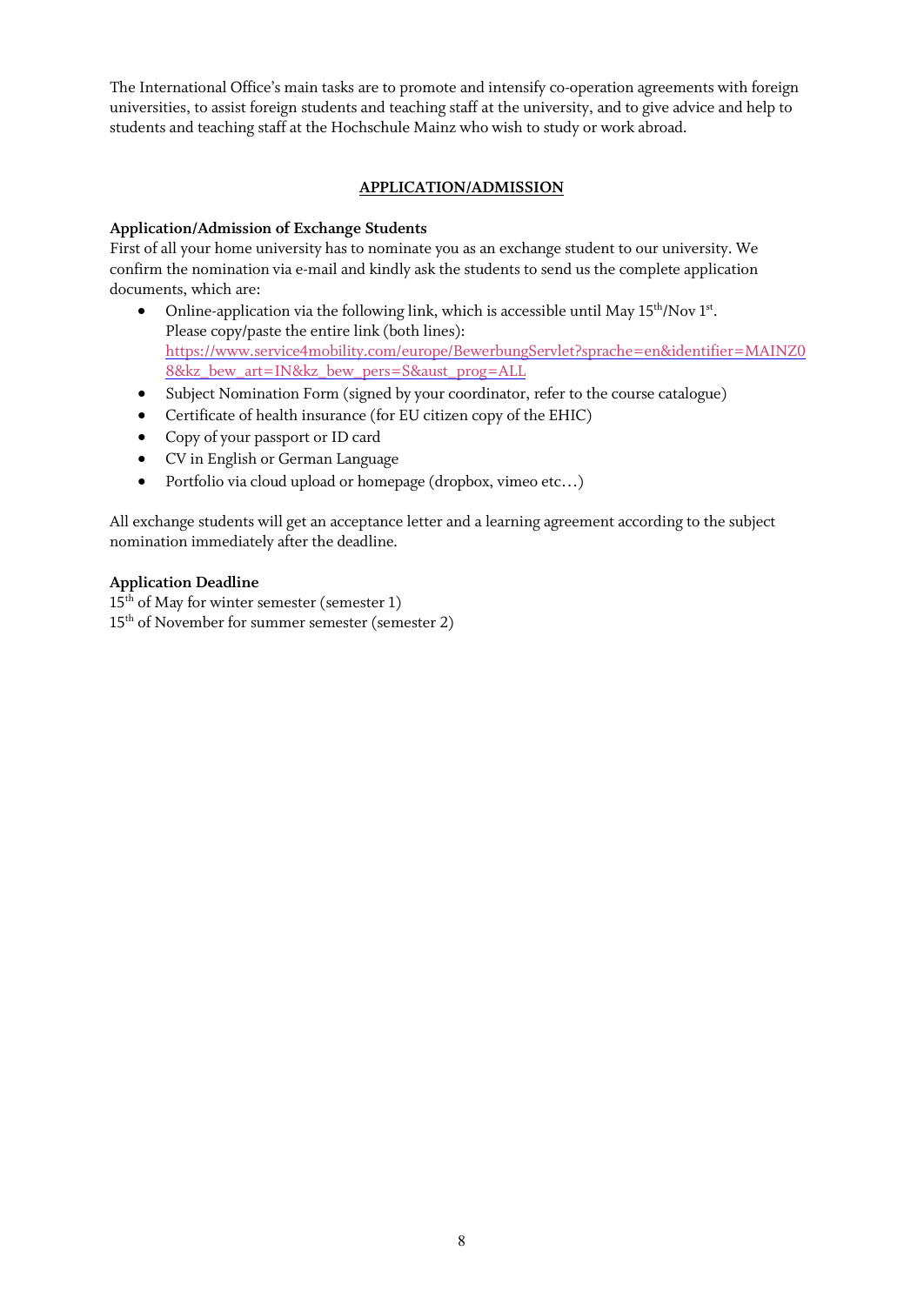The International Office's main tasks are to promote and intensify co-operation agreements with foreign universities, to assist foreign students and teaching staff at the university, and to give advice and help to students and teaching staff at the Hochschule Mainz who wish to study or work abroad.

## APPLICATION/ADMISSION

### Application/Admission of Exchange Students

First of all your home university has to nominate you as an exchange student to our university. We confirm the nomination via e-mail and kindly ask the students to send us the complete application documents, which are:

- Online-application via the following link, which is accessible until May 15th/Nov 1st.  
  Please copy/paste the entire link (both lines):  
  https://www.service4mobility.com/europe/BewerbungServlet?sprache=en&identifier=MAINZ08&kz_bew_art=IN&kz_bew_pers=S&aust_prog=ALL
- Subject Nomination Form (signed by your coordinator, refer to the course catalogue)
- Certificate of health insurance (for EU citizen copy of the EHIC)
- Copy of your passport or ID card
- CV in English or German Language
- Portfolio via cloud upload or homepage (dropbox, vimeo etc…)

All exchange students will get an acceptance letter and a learning agreement according to the subject nomination immediately after the deadline.

### Application Deadline

15th of May for winter semester (semester 1)  
15th of November for summer semester (semester 2)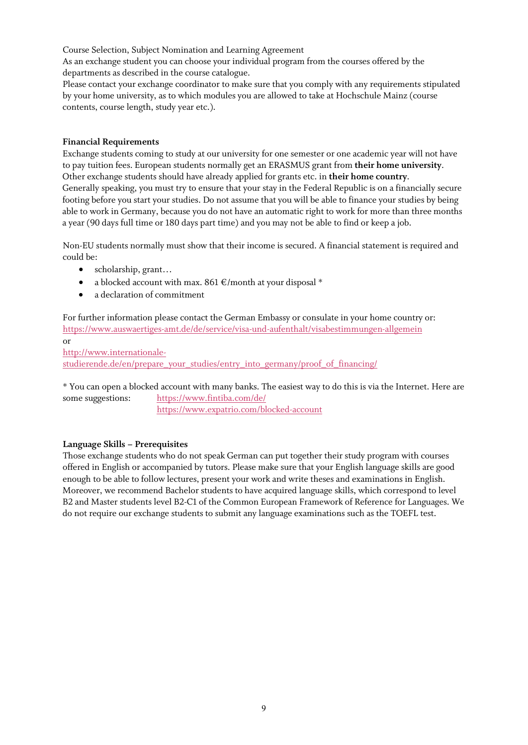Course Selection, Subject Nomination and Learning Agreement

As an exchange student you can choose your individual program from the courses offered by the departments as described in the course catalogue.

Please contact your exchange coordinator to make sure that you comply with any requirements stipulated by your home university, as to which modules you are allowed to take at Hochschule Mainz (course contents, course length, study year etc.).

**Financial Requirements**

Exchange students coming to study at our university for one semester or one academic year will not have to pay tuition fees. European students normally get an ERASMUS grant from **their home university**. Other exchange students should have already applied for grants etc. in **their home country**.

Generally speaking, you must try to ensure that your stay in the Federal Republic is on a financially secure footing before you start your studies. Do not assume that you will be able to finance your studies by being able to work in Germany, because you do not have an automatic right to work for more than three months a year (90 days full time or 180 days part time) and you may not be able to find or keep a job.

Non-EU students normally must show that their income is secured. A financial statement is required and could be:

- scholarship, grant…
- a blocked account with max. 861 €/month at your disposal *
- a declaration of commitment

For further information please contact the German Embassy or consulate in your home country or:
https://www.auswaertiges-amt.de/de/service/visa-und-aufenthalt/visabestimmungen-allgemein
or
http://www.internationale-studierende.de/en/prepare_your_studies/entry_into_germany/proof_of_financing/

* You can open a blocked account with many banks. The easiest way to do this is via the Internet. Here are some suggestions: https://www.fintiba.com/de/
https://www.expatrio.com/blocked-account

**Language Skills – Prerequisites**

Those exchange students who do not speak German can put together their study program with courses offered in English or accompanied by tutors. Please make sure that your English language skills are good enough to be able to follow lectures, present your work and write theses and examinations in English. Moreover, we recommend Bachelor students to have acquired language skills, which correspond to level B2 and Master students level B2-C1 of the Common European Framework of Reference for Languages. We do not require our exchange students to submit any language examinations such as the TOEFL test.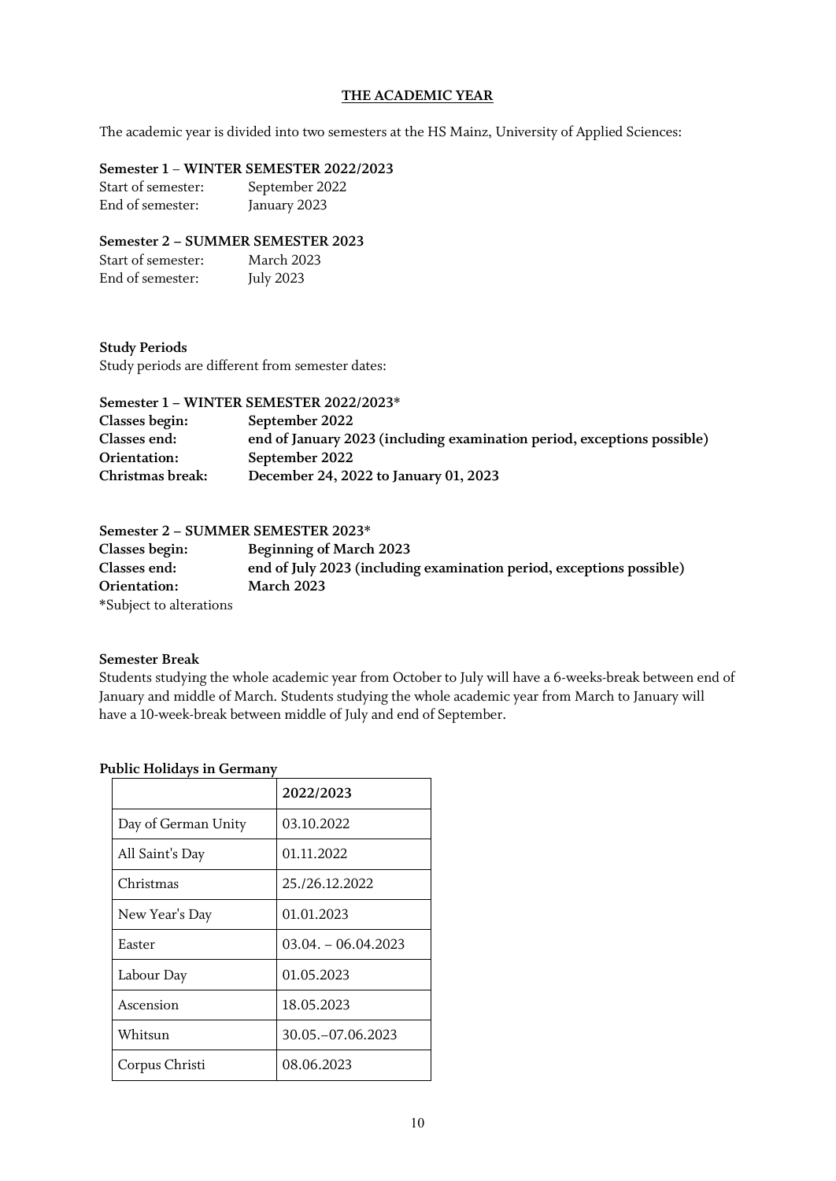## THE ACADEMIC YEAR

The academic year is divided into two semesters at the HS Mainz, University of Applied Sciences:

**Semester 1 – WINTER SEMESTER 2022/2023**

Start of semester: September 2022
End of semester: January 2023

**Semester 2 – SUMMER SEMESTER 2023**

Start of semester: March 2023
End of semester: July 2023

**Study Periods**

Study periods are different from semester dates:

**Semester 1 – WINTER SEMESTER 2022/2023***

**Classes begin:** **September 2022**
**Classes end:** **end of January 2023 (including examination period, exceptions possible)**
**Orientation:** **September 2022**
**Christmas break:** **December 24, 2022 to January 01, 2023**

**Semester 2 – SUMMER SEMESTER 2023***

**Classes begin:** **Beginning of March 2023**
**Classes end:** **end of July 2023 (including examination period, exceptions possible)**
**Orientation:** **March 2023**

*Subject to alterations

**Semester Break**

Students studying the whole academic year from October to July will have a 6-weeks-break between end of January and middle of March. Students studying the whole academic year from March to January will have a 10-week-break between middle of July and end of September.

**Public Holidays in Germany**

| | **2022/2023** |
|---|---|
| Day of German Unity | 03.10.2022 |
| All Saint's Day | 01.11.2022 |
| Christmas | 25./26.12.2022 |
| New Year's Day | 01.01.2023 |
| Easter | 03.04. – 06.04.2023 |
| Labour Day | 01.05.2023 |
| Ascension | 18.05.2023 |
| Whitsun | 30.05.–07.06.2023 |
| Corpus Christi | 08.06.2023 |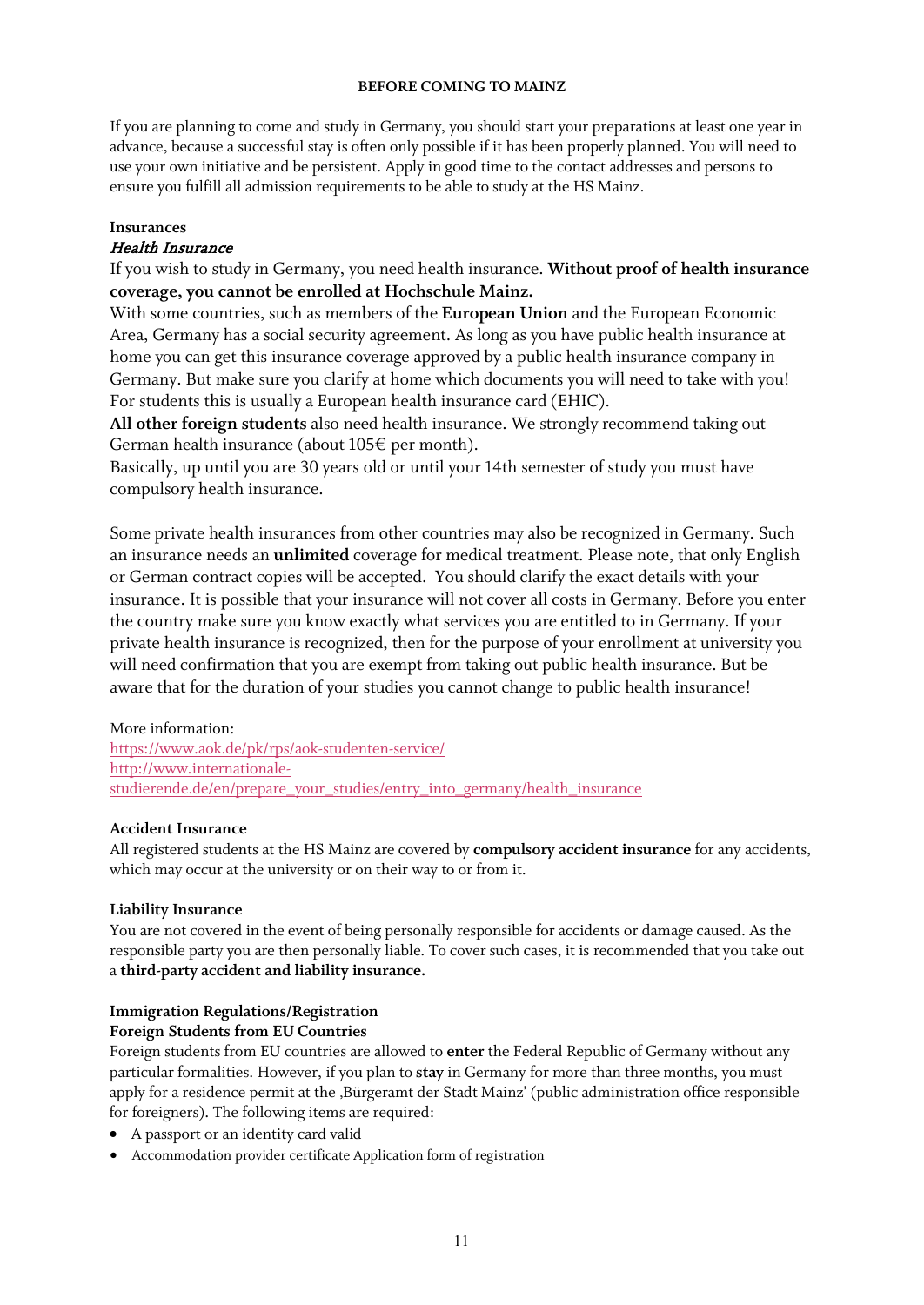# BEFORE COMING TO MAINZ

If you are planning to come and study in Germany, you should start your preparations at least one year in advance, because a successful stay is often only possible if it has been properly planned. You will need to use your own initiative and be persistent. Apply in good time to the contact addresses and persons to ensure you fulfill all admission requirements to be able to study at the HS Mainz.

## Insurances

### *Health Insurance*

If you wish to study in Germany, you need health insurance. **Without proof of health insurance coverage, you cannot be enrolled at Hochschule Mainz.**

With some countries, such as members of the **European Union** and the European Economic Area, Germany has a social security agreement. As long as you have public health insurance at home you can get this insurance coverage approved by a public health insurance company in Germany. But make sure you clarify at home which documents you will need to take with you! For students this is usually a European health insurance card (EHIC).

**All other foreign students** also need health insurance. We strongly recommend taking out German health insurance (about 105€ per month).

Basically, up until you are 30 years old or until your 14th semester of study you must have compulsory health insurance.

Some private health insurances from other countries may also be recognized in Germany. Such an insurance needs an **unlimited** coverage for medical treatment. Please note, that only English or German contract copies will be accepted. You should clarify the exact details with your insurance. It is possible that your insurance will not cover all costs in Germany. Before you enter the country make sure you know exactly what services you are entitled to in Germany. If your private health insurance is recognized, then for the purpose of your enrollment at university you will need confirmation that you are exempt from taking out public health insurance. But be aware that for the duration of your studies you cannot change to public health insurance!

More information:
[https://www.aok.de/pk/rps/aok-studenten-service/](https://www.aok.de/pk/rps/aok-studenten-service/)
[http://www.internationale-studierende.de/en/prepare_your_studies/entry_into_germany/health_insurance](http://www.internationale-studierende.de/en/prepare_your_studies/entry_into_germany/health_insurance)

### Accident Insurance

All registered students at the HS Mainz are covered by **compulsory accident insurance** for any accidents, which may occur at the university or on their way to or from it.

### Liability Insurance

You are not covered in the event of being personally responsible for accidents or damage caused. As the responsible party you are then personally liable. To cover such cases, it is recommended that you take out a **third-party accident and liability insurance.**

## Immigration Regulations/Registration

### Foreign Students from EU Countries

Foreign students from EU countries are allowed to **enter** the Federal Republic of Germany without any particular formalities. However, if you plan to **stay** in Germany for more than three months, you must apply for a residence permit at the ‚Bürgeramt der Stadt Mainz' (public administration office responsible for foreigners). The following items are required:

- A passport or an identity card valid
- Accommodation provider certificate Application form of registration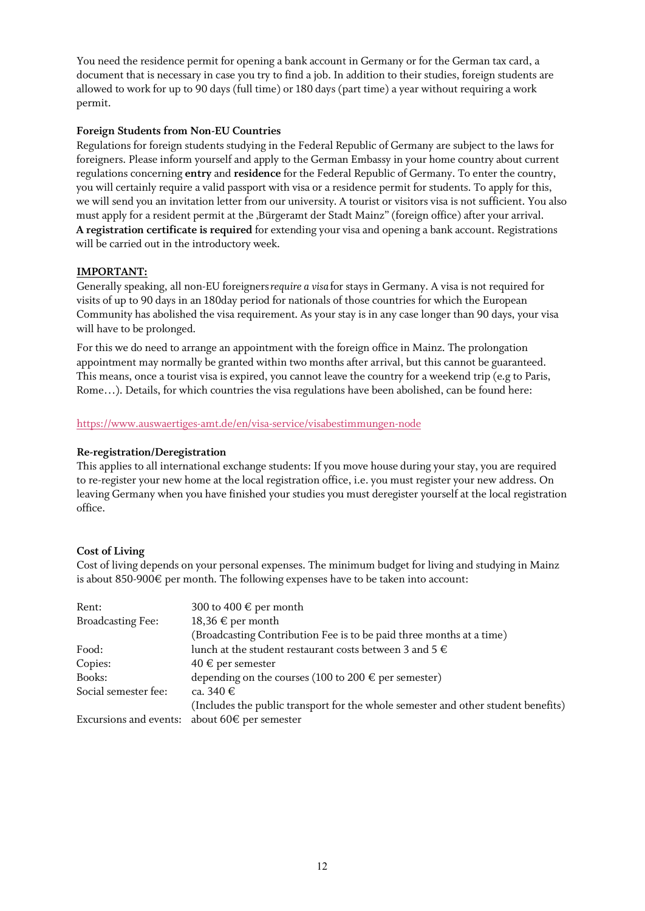You need the residence permit for opening a bank account in Germany or for the German tax card, a document that is necessary in case you try to find a job. In addition to their studies, foreign students are allowed to work for up to 90 days (full time) or 180 days (part time) a year without requiring a work permit.

**Foreign Students from Non-EU Countries**

Regulations for foreign students studying in the Federal Republic of Germany are subject to the laws for foreigners. Please inform yourself and apply to the German Embassy in your home country about current regulations concerning **entry** and **residence** for the Federal Republic of Germany. To enter the country, you will certainly require a valid passport with visa or a residence permit for students. To apply for this, we will send you an invitation letter from our university. A tourist or visitors visa is not sufficient. You also must apply for a resident permit at the ‚Bürgeramt der Stadt Mainz" (foreign office) after your arrival. **A registration certificate is required** for extending your visa and opening a bank account. Registrations will be carried out in the introductory week.

**<u>IMPORTANT:</u>**

Generally speaking, all non-EU foreigners *require a visa* for stays in Germany. A visa is not required for visits of up to 90 days in an 180day period for nationals of those countries for which the European Community has abolished the visa requirement. As your stay is in any case longer than 90 days, your visa will have to be prolonged.

For this we do need to arrange an appointment with the foreign office in Mainz. The prolongation appointment may normally be granted within two months after arrival, but this cannot be guaranteed. This means, once a tourist visa is expired, you cannot leave the country for a weekend trip (e.g to Paris, Rome…). Details, for which countries the visa regulations have been abolished, can be found here:

https://www.auswaertiges-amt.de/en/visa-service/visabestimmungen-node

**Re-registration/Deregistration**

This applies to all international exchange students: If you move house during your stay, you are required to re-register your new home at the local registration office, i.e. you must register your new address. On leaving Germany when you have finished your studies you must deregister yourself at the local registration office.

**Cost of Living**

Cost of living depends on your personal expenses. The minimum budget for living and studying in Mainz is about 850-900€ per month. The following expenses have to be taken into account:

| | |
|---|---|
| Rent: | 300 to 400 € per month |
| Broadcasting Fee: | 18,36 € per month |
| | (Broadcasting Contribution Fee is to be paid three months at a time) |
| Food: | lunch at the student restaurant costs between 3 and 5 € |
| Copies: | 40 € per semester |
| Books: | depending on the courses (100 to 200 € per semester) |
| Social semester fee: | ca. 340 € |
| | (Includes the public transport for the whole semester and other student benefits) |
| Excursions and events: | about 60€ per semester |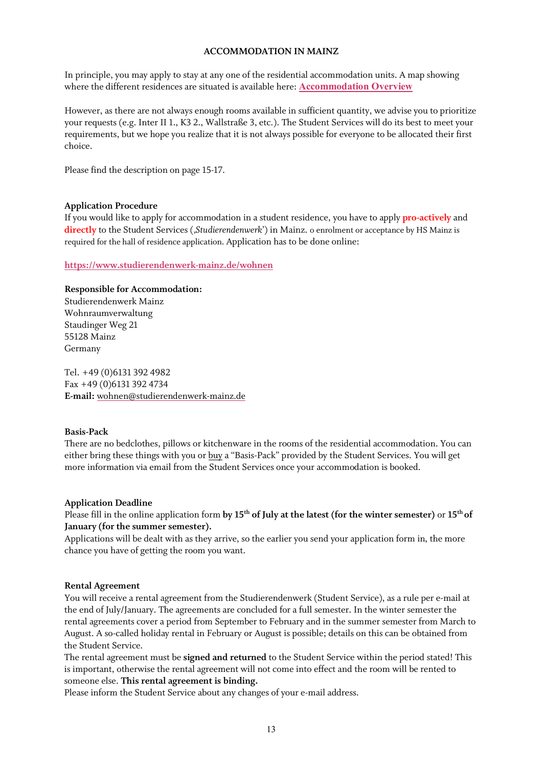# ACCOMMODATION IN MAINZ

In principle, you may apply to stay at any one of the residential accommodation units. A map showing where the different residences are situated is available here: **Accommodation Overview**

However, as there are not always enough rooms available in sufficient quantity, we advise you to prioritize your requests (e.g. Inter II 1., K3 2., Wallstraße 3, etc.). The Student Services will do its best to meet your requirements, but we hope you realize that it is not always possible for everyone to be allocated their first choice.

Please find the description on page 15-17.

**Application Procedure**
If you would like to apply for accommodation in a student residence, you have to apply **pro-actively** and **directly** to the Student Services ('*Studierendenwerk*') in Mainz. o enrolment or acceptance by HS Mainz is required for the hall of residence application. Application has to be done online:

**https://www.studierendenwerk-mainz.de/wohnen**

**Responsible for Accommodation:**
Studierendenwerk Mainz
Wohnraumverwaltung
Staudinger Weg 21
55128 Mainz
Germany

Tel. +49 (0)6131 392 4982
Fax +49 (0)6131 392 4734
**E-mail:** wohnen@studierendenwerk-mainz.de

**Basis-Pack**
There are no bedclothes, pillows or kitchenware in the rooms of the residential accommodation. You can either bring these things with you or buy a "Basis-Pack" provided by the Student Services. You will get more information via email from the Student Services once your accommodation is booked.

**Application Deadline**
Please fill in the online application form **by 15th of July at the latest (for the winter semester)** or **15th of January (for the summer semester).**
Applications will be dealt with as they arrive, so the earlier you send your application form in, the more chance you have of getting the room you want.

**Rental Agreement**
You will receive a rental agreement from the Studierendenwerk (Student Service), as a rule per e-mail at the end of July/January. The agreements are concluded for a full semester. In the winter semester the rental agreements cover a period from September to February and in the summer semester from March to August. A so-called holiday rental in February or August is possible; details on this can be obtained from the Student Service.
The rental agreement must be **signed and returned** to the Student Service within the period stated! This is important, otherwise the rental agreement will not come into effect and the room will be rented to someone else. **This rental agreement is binding.**
Please inform the Student Service about any changes of your e-mail address.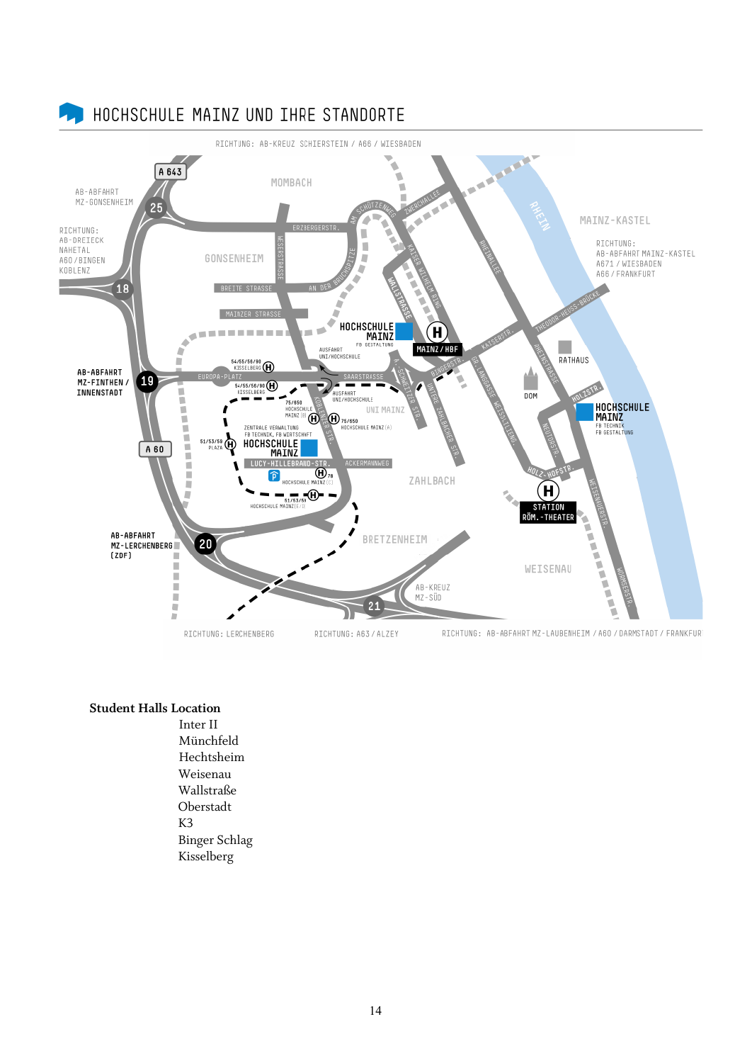## HOCHSCHULE MAINZ UND IHRE STANDORTE

RICHTUNG: AB-KREUZ SCHIERSTEIN / A66 / WIESBADEN

A 643

AB-ABFAHRT MZ-GONSENHEIM

25

MOMBACH

RICHTUNG: AB-DREIECK NAHETAL A60 / BINGEN KOBLENZ

18

GONSENHEIM

MAINZ-KASTEL

RICHTUNG: AB-ABFAHRT MAINZ-KASTEL A671 / WIESBADEN A66 / FRANKFURT

RHEIN

HOCHSCHULE MAINZ FB GESTALTUNG

MAINZ / HBF

AB-ABFAHRT MZ-FINTHEN / INNENSTADT

19

EUROPA-PLATZ

SAARSTRASSE

RATHAUS

DOM

HOCHSCHULE MAINZ FB TECHNIK FB GESTALTUNG

A 60

ZENTRALE VERWALTUNG FB TECHNIK, FB WIRTSCHAFT HOCHSCHULE MAINZ

UNI MAINZ

LUCY-HILLEBRAND-STR.

ACKERMANNWEG

ZAHLBACH

STATION RÖM.-THEATER

AB-ABFAHRT MZ-LERCHENBERG (ZDF)

20

BRETZENHEIM

WEISENAU

AB-KREUZ MZ-SÜD

21

RICHTUNG: LERCHENBERG

RICHTUNG: A63 / ALZEY

RICHTUNG: AB-ABFAHRT MZ-LAUBENHEIM / A60 / DARMSTADT / FRANKFURT

**Student Halls Location**

- Inter II
- Münchfeld
- Hechtsheim
- Weisenau
- Wallstraße
- Oberstadt
- K3
- Binger Schlag
- Kisselberg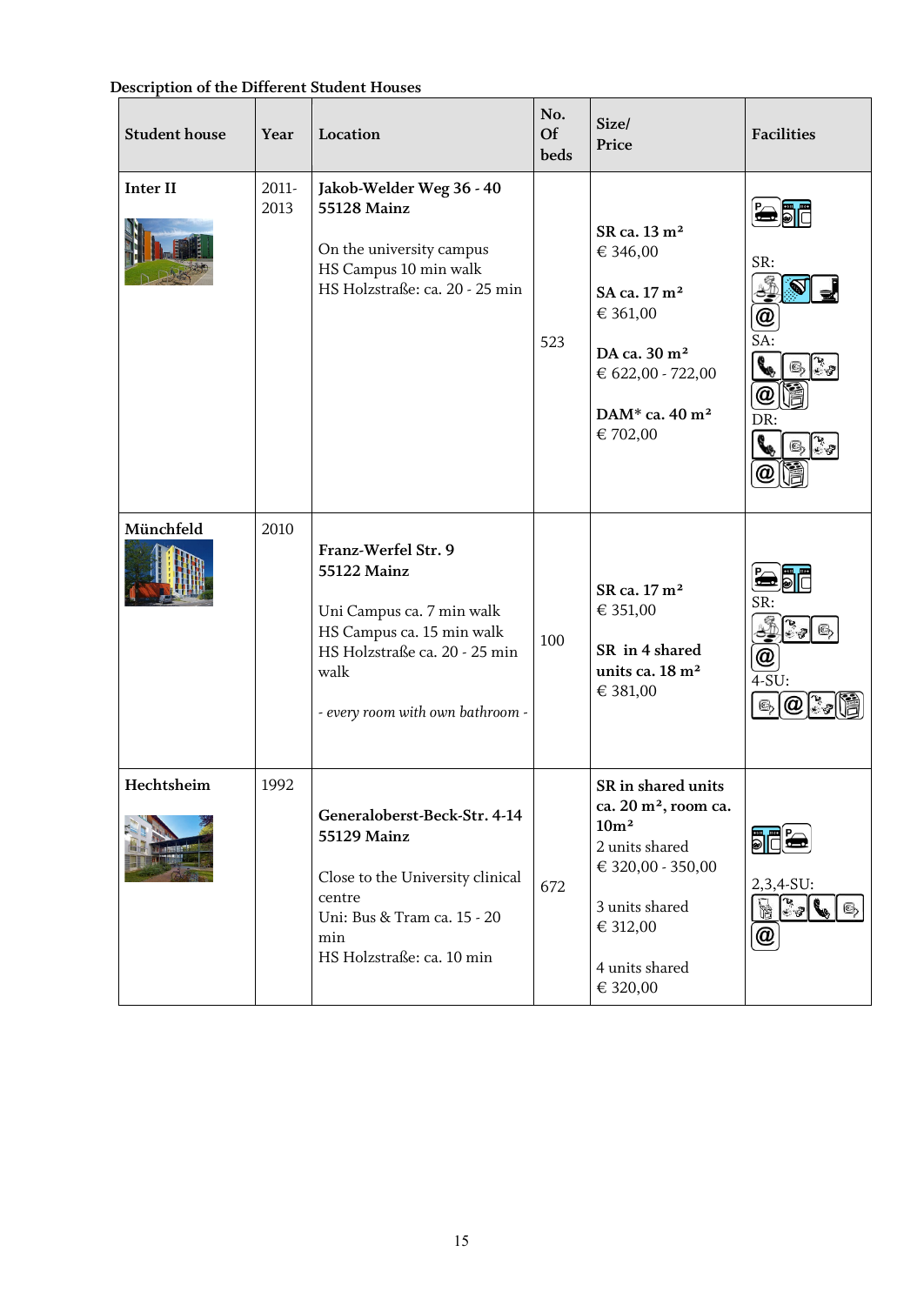**Description of the Different Student Houses**

| Student house | Year | Location | No. Of beds | Size/ Price | Facilities |
|---|---|---|---|---|---|
| **Inter II** | 2011-2013 | **Jakob-Welder Weg 36 - 40**<br>**55128 Mainz**<br><br>On the university campus<br>HS Campus 10 min walk<br>HS Holzstraße: ca. 20 - 25 min | 523 | **SR ca. 13 m²**<br>€ 346,00<br><br>**SA ca. 17 m²**<br>€ 361,00<br><br>**DA ca. 30 m²**<br>€ 622,00 - 722,00<br><br>**DAM* ca. 40 m²**<br>€ 702,00 | SR:<br>SA:<br>DR: |
| **Münchfeld** | 2010 | **Franz-Werfel Str. 9**<br>**55122 Mainz**<br><br>Uni Campus ca. 7 min walk<br>HS Campus ca. 15 min walk<br>HS Holzstraße ca. 20 - 25 min walk<br><br>*- every room with own bathroom -* | 100 | **SR ca. 17 m²**<br>€ 351,00<br><br>**SR in 4 shared units ca. 18 m²**<br>€ 381,00 | SR:<br>4-SU: |
| **Hechtsheim** | 1992 | **Generaloberst-Beck-Str. 4-14**<br>**55129 Mainz**<br><br>Close to the University clinical centre<br>Uni: Bus & Tram ca. 15 - 20 min<br>HS Holzstraße: ca. 10 min | 672 | **SR in shared units ca. 20 m², room ca. 10m²**<br>2 units shared<br>€ 320,00 - 350,00<br><br>3 units shared<br>€ 312,00<br><br>4 units shared<br>€ 320,00 | 2,3,4-SU: |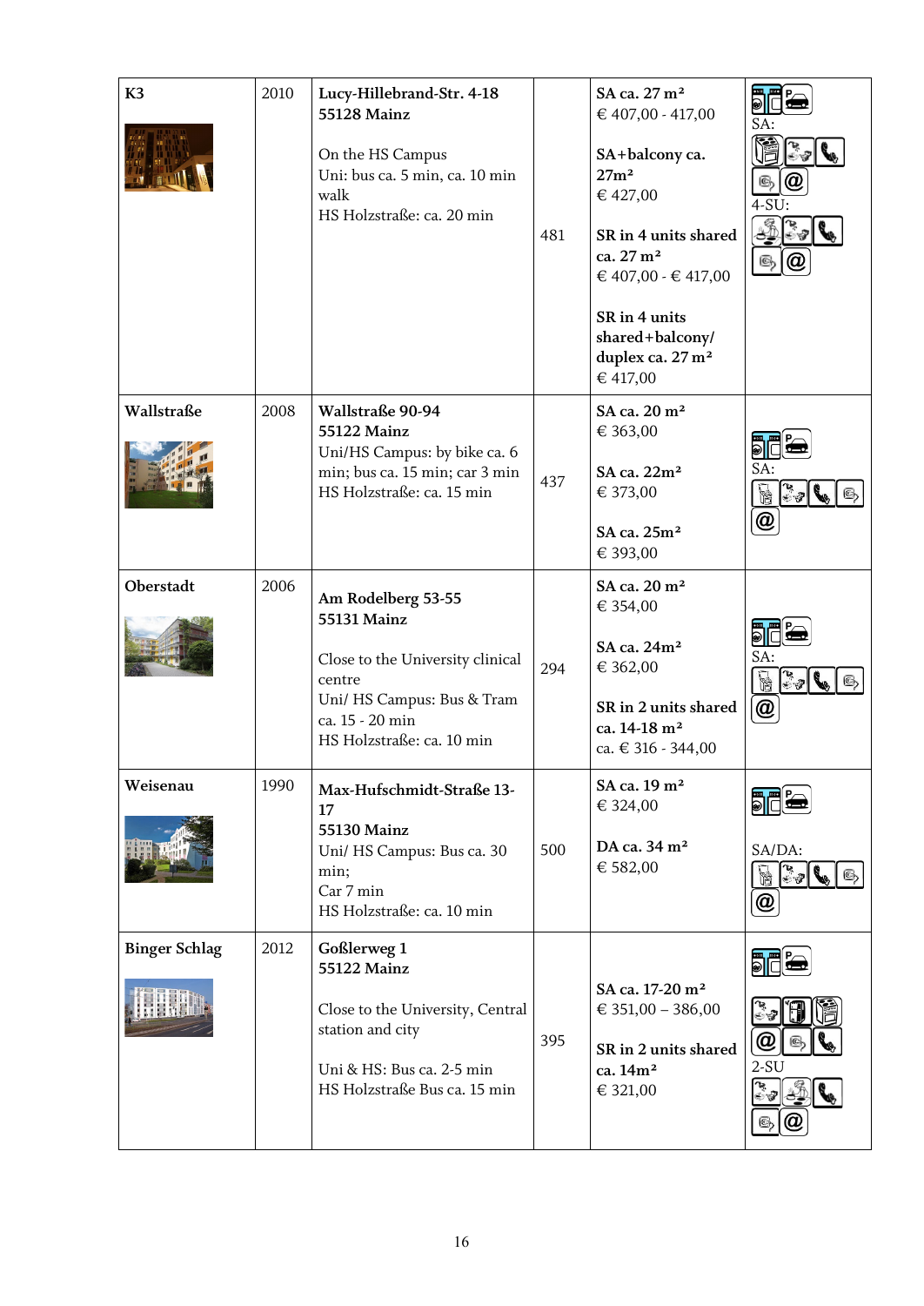| | | | | | |
|---|---|---|---|---|---|
| K3 | 2010 | **Lucy-Hillebrand-Str. 4-18**<br>**55128 Mainz**<br><br>On the HS Campus<br>Uni: bus ca. 5 min, ca. 10 min walk<br>HS Holzstraße: ca. 20 min | 481 | **SA ca. 27 m²**<br>€ 407,00 - 417,00<br><br>**SA+balcony ca. 27m²**<br>€ 427,00<br><br>**SR in 4 units shared ca. 27 m²**<br>€ 407,00 - € 417,00<br><br>**SR in 4 units shared+balcony/ duplex ca. 27 m²**<br>€ 417,00 | SA:<br>4-SU: |
| Wallstraße | 2008 | **Wallstraße 90-94**<br>**55122 Mainz**<br>Uni/HS Campus: by bike ca. 6 min; bus ca. 15 min; car 3 min<br>HS Holzstraße: ca. 15 min | 437 | **SA ca. 20 m²**<br>€ 363,00<br><br>**SA ca. 22m²**<br>€ 373,00<br><br>**SA ca. 25m²**<br>€ 393,00 | SA: |
| Oberstadt | 2006 | **Am Rodelberg 53-55**<br>**55131 Mainz**<br><br>Close to the University clinical centre<br>Uni/ HS Campus: Bus & Tram ca. 15 - 20 min<br>HS Holzstraße: ca. 10 min | 294 | **SA ca. 20 m²**<br>€ 354,00<br><br>**SA ca. 24m²**<br>€ 362,00<br><br>**SR in 2 units shared ca. 14-18 m²**<br>ca. € 316 - 344,00 | SA: |
| Weisenau | 1990 | **Max-Hufschmidt-Straße 13-17**<br>**55130 Mainz**<br>Uni/ HS Campus: Bus ca. 30 min;<br>Car 7 min<br>HS Holzstraße: ca. 10 min | 500 | **SA ca. 19 m²**<br>€ 324,00<br><br>**DA ca. 34 m²**<br>€ 582,00 | SA/DA: |
| Binger Schlag | 2012 | **Goßlerweg 1**<br>**55122 Mainz**<br><br>Close to the University, Central station and city<br><br>Uni & HS: Bus ca. 2-5 min<br>HS Holzstraße Bus ca. 15 min | 395 | **SA ca. 17-20 m²**<br>€ 351,00 – 386,00<br><br>**SR in 2 units shared ca. 14m²**<br>€ 321,00 | 2-SU |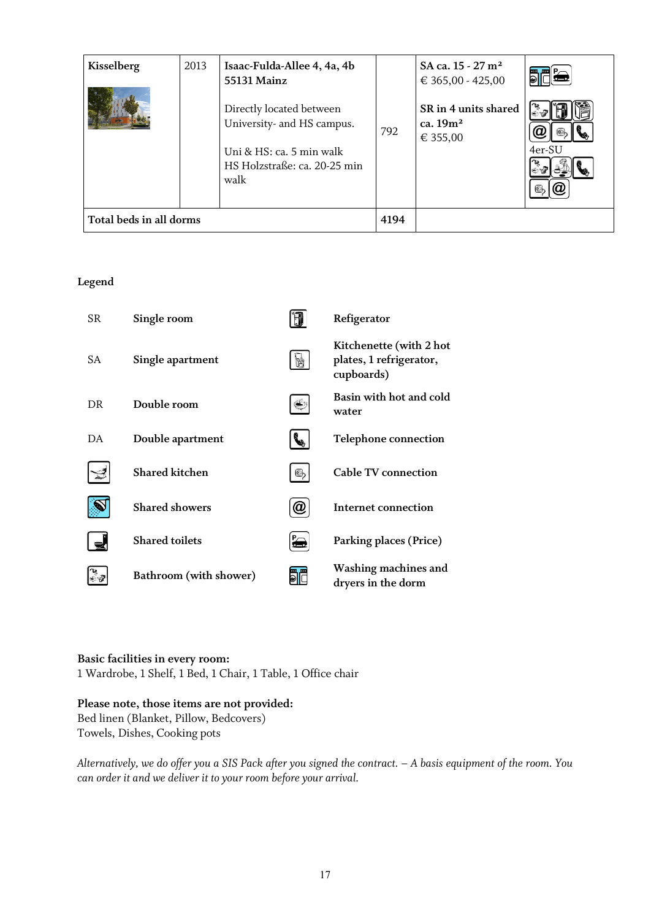| Kisselberg | 2013 | **Isaac-Fulda-Allee 4, 4a, 4b 55131 Mainz**<br><br>Directly located between University- and HS campus.<br><br>Uni & HS: ca. 5 min walk<br>HS Holzstraße: ca. 20-25 min walk | 792 | **SA ca. 15 - 27 m²**<br>€ 365,00 - 425,00<br><br>**SR in 4 units shared ca. 19m²**<br>€ 355,00 | 4er-SU |
|---|---|---|---|---|---|
| **Total beds in all dorms** | | | **4194** | | |

**Legend**

| | | | |
|---|---|---|---|
| SR | **Single room** | | **Refigerator** |
| SA | **Single apartment** | | **Kitchenette (with 2 hot plates, 1 refrigerator, cupboards)** |
| DR | **Double room** | | **Basin with hot and cold water** |
| DA | **Double apartment** | | **Telephone connection** |
| | **Shared kitchen** | | **Cable TV connection** |
| | **Shared showers** | | **Internet connection** |
| | **Shared toilets** | | **Parking places (Price)** |
| | **Bathroom (with shower)** | | **Washing machines and dryers in the dorm** |

**Basic facilities in every room:**
1 Wardrobe, 1 Shelf, 1 Bed, 1 Chair, 1 Table, 1 Office chair

**Please note, those items are not provided:**
Bed linen (Blanket, Pillow, Bedcovers)
Towels, Dishes, Cooking pots

*Alternatively, we do offer you a SIS Pack after you signed the contract. – A basis equipment of the room. You can order it and we deliver it to your room before your arrival.*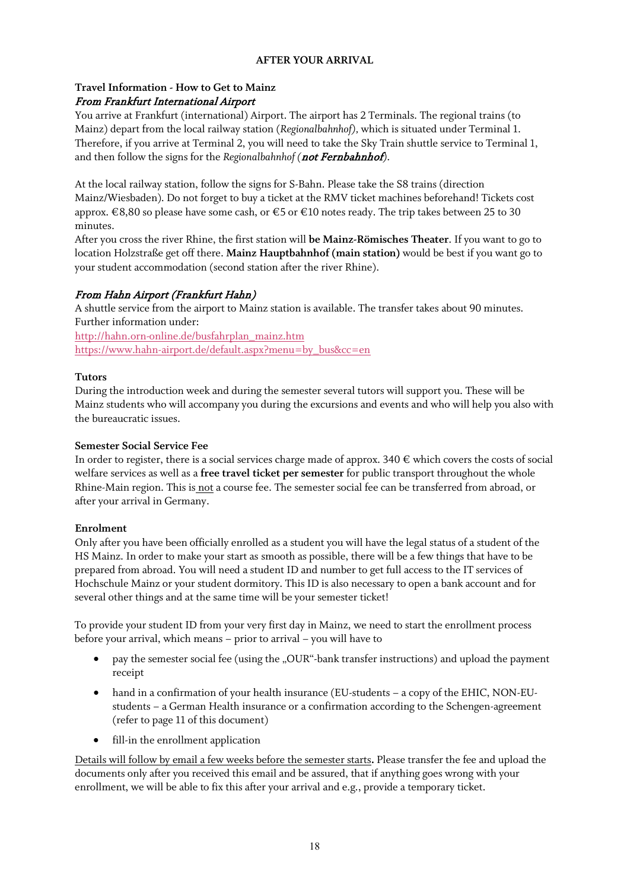## AFTER YOUR ARRIVAL

### Travel Information - How to Get to Mainz

*From Frankfurt International Airport*

You arrive at Frankfurt (international) Airport. The airport has 2 Terminals. The regional trains (to Mainz) depart from the local railway station (*Regionalbahnhof*), which is situated under Terminal 1. Therefore, if you arrive at Terminal 2, you will need to take the Sky Train shuttle service to Terminal 1, and then follow the signs for the *Regionalbahnhof* (***not Fernbahnhof***).

At the local railway station, follow the signs for S-Bahn. Please take the S8 trains (direction Mainz/Wiesbaden). Do not forget to buy a ticket at the RMV ticket machines beforehand! Tickets cost approx. €8,80 so please have some cash, or €5 or €10 notes ready. The trip takes between 25 to 30 minutes.

After you cross the river Rhine, the first station will **be Mainz-Römisches Theater**. If you want to go to location Holzstraße get off there. **Mainz Hauptbahnhof (main station)** would be best if you want go to your student accommodation (second station after the river Rhine).

*From Hahn Airport (Frankfurt Hahn)*

A shuttle service from the airport to Mainz station is available. The transfer takes about 90 minutes. Further information under:

http://hahn.orn-online.de/busfahrplan_mainz.htm

https://www.hahn-airport.de/default.aspx?menu=by_bus&cc=en

### Tutors

During the introduction week and during the semester several tutors will support you. These will be Mainz students who will accompany you during the excursions and events and who will help you also with the bureaucratic issues.

### Semester Social Service Fee

In order to register, there is a social services charge made of approx. 340 € which covers the costs of social welfare services as well as a **free travel ticket per semester** for public transport throughout the whole Rhine-Main region. This is not a course fee. The semester social fee can be transferred from abroad, or after your arrival in Germany.

### Enrolment

Only after you have been officially enrolled as a student you will have the legal status of a student of the HS Mainz. In order to make your start as smooth as possible, there will be a few things that have to be prepared from abroad. You will need a student ID and number to get full access to the IT services of Hochschule Mainz or your student dormitory. This ID is also necessary to open a bank account and for several other things and at the same time will be your semester ticket!

To provide your student ID from your very first day in Mainz, we need to start the enrollment process before your arrival, which means – prior to arrival – you will have to

- pay the semester social fee (using the „OUR"-bank transfer instructions) and upload the payment receipt
- hand in a confirmation of your health insurance (EU-students – a copy of the EHIC, NON-EU-students – a German Health insurance or a confirmation according to the Schengen-agreement (refer to page 11 of this document)
- fill-in the enrollment application

Details will follow by email a few weeks before the semester starts**.** Please transfer the fee and upload the documents only after you received this email and be assured, that if anything goes wrong with your enrollment, we will be able to fix this after your arrival and e.g., provide a temporary ticket.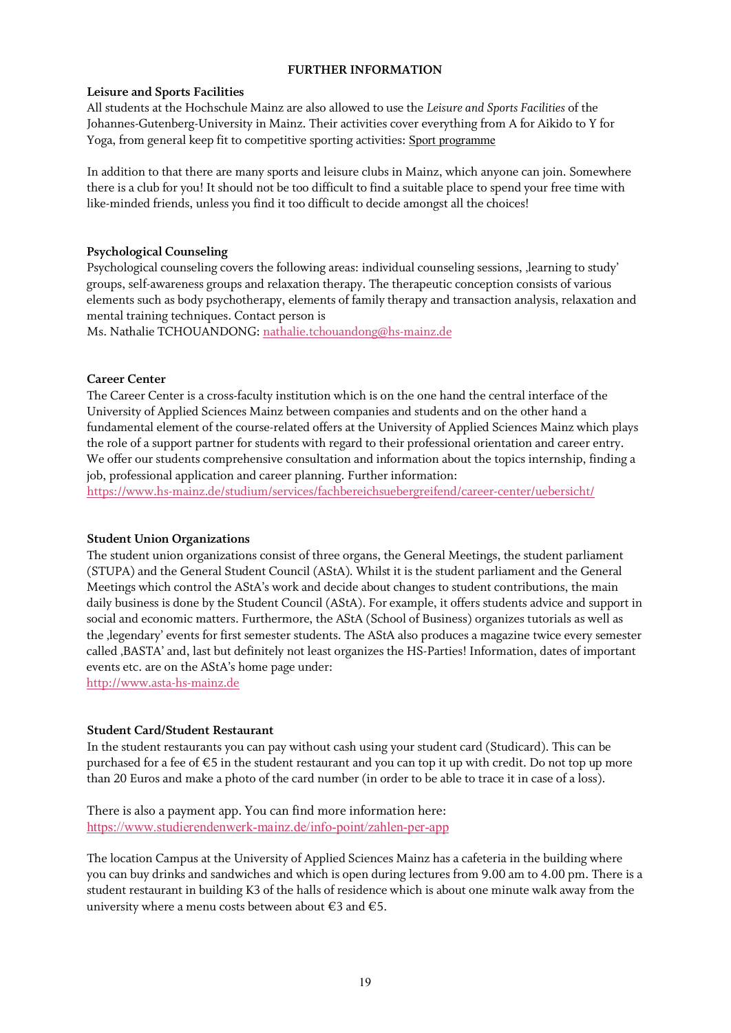## FURTHER INFORMATION

### Leisure and Sports Facilities

All students at the Hochschule Mainz are also allowed to use the *Leisure and Sports Facilities* of the Johannes-Gutenberg-University in Mainz. Their activities cover everything from A for Aikido to Y for Yoga, from general keep fit to competitive sporting activities: Sport programme

In addition to that there are many sports and leisure clubs in Mainz, which anyone can join. Somewhere there is a club for you! It should not be too difficult to find a suitable place to spend your free time with like-minded friends, unless you find it too difficult to decide amongst all the choices!

### Psychological Counseling

Psychological counseling covers the following areas: individual counseling sessions, ‚learning to study' groups, self-awareness groups and relaxation therapy. The therapeutic conception consists of various elements such as body psychotherapy, elements of family therapy and transaction analysis, relaxation and mental training techniques. Contact person is
Ms. Nathalie TCHOUANDONG: nathalie.tchouandong@hs-mainz.de

### Career Center

The Career Center is a cross-faculty institution which is on the one hand the central interface of the University of Applied Sciences Mainz between companies and students and on the other hand a fundamental element of the course-related offers at the University of Applied Sciences Mainz which plays the role of a support partner for students with regard to their professional orientation and career entry. We offer our students comprehensive consultation and information about the topics internship, finding a job, professional application and career planning. Further information:
https://www.hs-mainz.de/studium/services/fachbereichsuebergreifend/career-center/uebersicht/

### Student Union Organizations

The student union organizations consist of three organs, the General Meetings, the student parliament (STUPA) and the General Student Council (AStA). Whilst it is the student parliament and the General Meetings which control the AStA's work and decide about changes to student contributions, the main daily business is done by the Student Council (AStA). For example, it offers students advice and support in social and economic matters. Furthermore, the AStA (School of Business) organizes tutorials as well as the ‚legendary' events for first semester students. The AStA also produces a magazine twice every semester called ‚BASTA' and, last but definitely not least organizes the HS-Parties! Information, dates of important events etc. are on the AStA's home page under:
http://www.asta-hs-mainz.de

### Student Card/Student Restaurant

In the student restaurants you can pay without cash using your student card (Studicard). This can be purchased for a fee of €5 in the student restaurant and you can top it up with credit. Do not top up more than 20 Euros and make a photo of the card number (in order to be able to trace it in case of a loss).

There is also a payment app. You can find more information here:
https://www.studierendenwerk-mainz.de/info-point/zahlen-per-app

The location Campus at the University of Applied Sciences Mainz has a cafeteria in the building where you can buy drinks and sandwiches and which is open during lectures from 9.00 am to 4.00 pm. There is a student restaurant in building K3 of the halls of residence which is about one minute walk away from the university where a menu costs between about €3 and €5.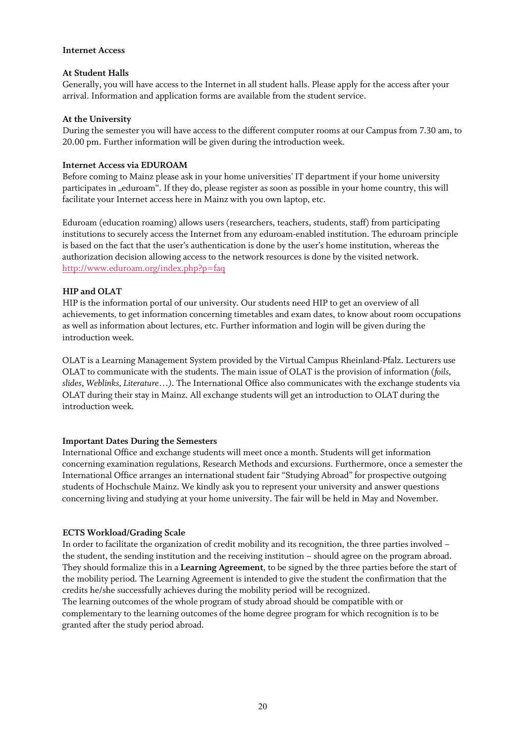### Internet Access

#### At Student Halls

Generally, you will have access to the Internet in all student halls. Please apply for the access after your arrival. Information and application forms are available from the student service.

#### At the University

During the semester you will have access to the different computer rooms at our Campus from 7.30 am, to 20.00 pm. Further information will be given during the introduction week.

#### Internet Access via EDUROAM

Before coming to Mainz please ask in your home universities' IT department if your home university participates in „eduroam". If they do, please register as soon as possible in your home country, this will facilitate your Internet access here in Mainz with you own laptop, etc.

Eduroam (education roaming) allows users (researchers, teachers, students, staff) from participating institutions to securely access the Internet from any eduroam-enabled institution. The eduroam principle is based on the fact that the user's authentication is done by the user's home institution, whereas the authorization decision allowing access to the network resources is done by the visited network. http://www.eduroam.org/index.php?p=faq

### HIP and OLAT

HIP is the information portal of our university. Our students need HIP to get an overview of all achievements, to get information concerning timetables and exam dates, to know about room occupations as well as information about lectures, etc. Further information and login will be given during the introduction week.

OLAT is a Learning Management System provided by the Virtual Campus Rheinland-Pfalz. Lecturers use OLAT to communicate with the students. The main issue of OLAT is the provision of information (*foils, slides*, *Weblinks, Literature…)*. The International Office also communicates with the exchange students via OLAT during their stay in Mainz. All exchange students will get an introduction to OLAT during the introduction week.

### Important Dates During the Semesters

International Office and exchange students will meet once a month. Students will get information concerning examination regulations, Research Methods and excursions. Furthermore, once a semester the International Office arranges an international student fair "Studying Abroad" for prospective outgoing students of Hochschule Mainz. We kindly ask you to represent your university and answer questions concerning living and studying at your home university. The fair will be held in May and November.

### ECTS Workload/Grading Scale

In order to facilitate the organization of credit mobility and its recognition, the three parties involved – the student, the sending institution and the receiving institution – should agree on the program abroad. They should formalize this in a **Learning Agreement**, to be signed by the three parties before the start of the mobility period. The Learning Agreement is intended to give the student the confirmation that the credits he/she successfully achieves during the mobility period will be recognized.

The learning outcomes of the whole program of study abroad should be compatible with or complementary to the learning outcomes of the home degree program for which recognition is to be granted after the study period abroad.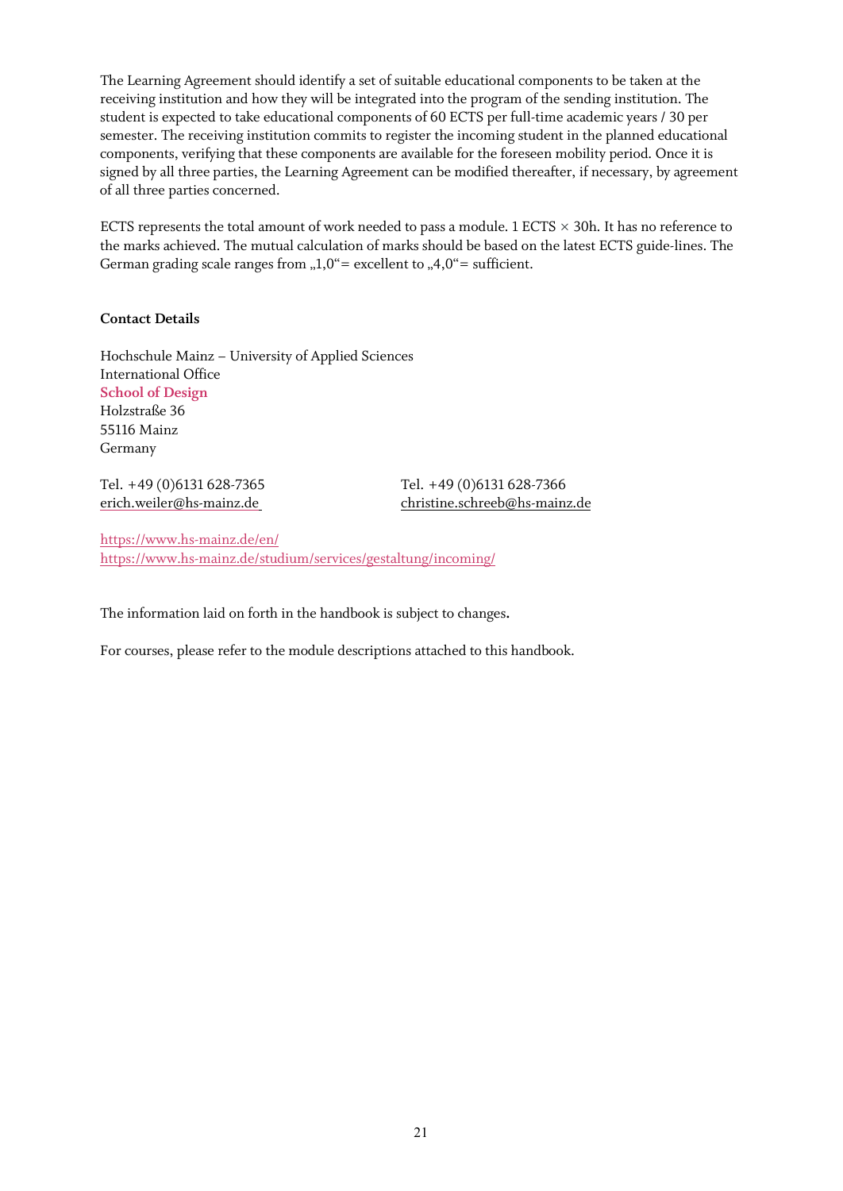The Learning Agreement should identify a set of suitable educational components to be taken at the receiving institution and how they will be integrated into the program of the sending institution. The student is expected to take educational components of 60 ECTS per full-time academic years / 30 per semester. The receiving institution commits to register the incoming student in the planned educational components, verifying that these components are available for the foreseen mobility period. Once it is signed by all three parties, the Learning Agreement can be modified thereafter, if necessary, by agreement of all three parties concerned.

ECTS represents the total amount of work needed to pass a module. 1 ECTS × 30h. It has no reference to the marks achieved. The mutual calculation of marks should be based on the latest ECTS guide-lines. The German grading scale ranges from „1,0"= excellent to „4,0"= sufficient.

**Contact Details**

Hochschule Mainz – University of Applied Sciences
International Office
**School of Design**
Holzstraße 36
55116 Mainz
Germany

Tel. +49 (0)6131 628-7365
erich.weiler@hs-mainz.de

Tel. +49 (0)6131 628-7366
christine.schreeb@hs-mainz.de

https://www.hs-mainz.de/en/
https://www.hs-mainz.de/studium/services/gestaltung/incoming/

The information laid on forth in the handbook is subject to changes**.**

For courses, please refer to the module descriptions attached to this handbook.